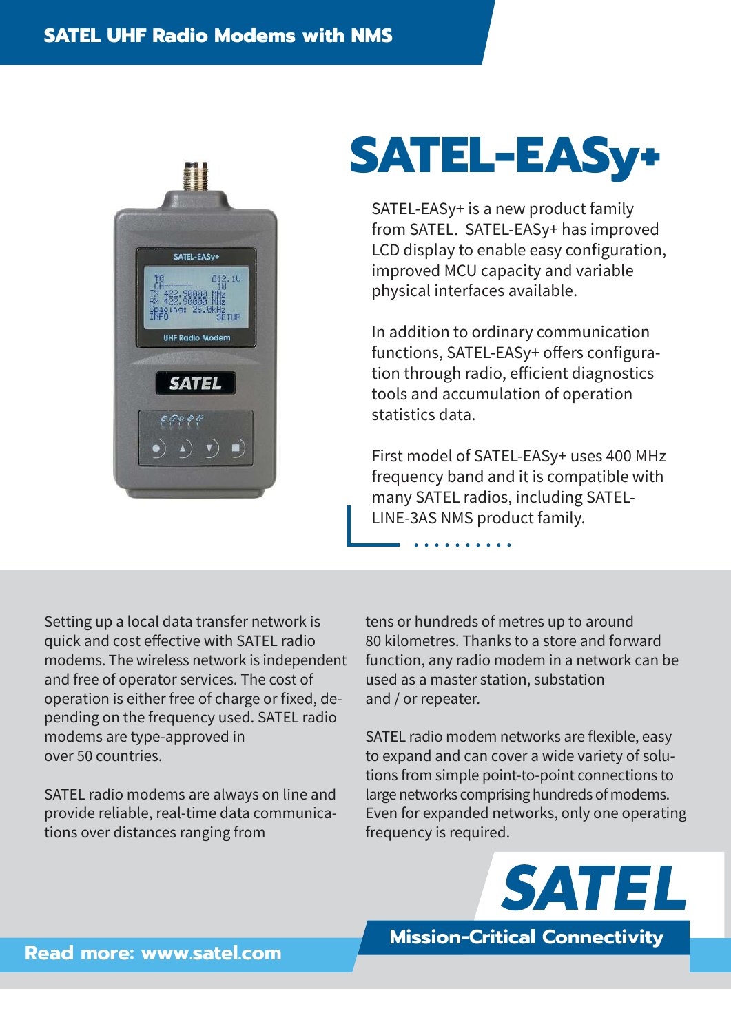SATEL UHF Radio Modems with NMS

# SATEL-EASy+

SATEL-EASy+ is a new product family from SATEL. SATEL-EASy+ has improved LCD display to enable easy configuration, improved MCU capacity and variable physical interfaces available.

In addition to ordinary communication functions, SATEL-EASy+ offers configuration through radio, efficient diagnostics tools and accumulation of operation statistics data.

First model of SATEL-EASy+ uses 400 MHz frequency band and it is compatible with many SATEL radios, including SATEL-LINE-3AS NMS product family.

Setting up a local data transfer network is quick and cost effective with SATEL radio modems. The wireless network is independent and free of operator services. The cost of operation is either free of charge or fixed, depending on the frequency used. SATEL radio modems are type-approved in over 50 countries.

SATEL radio modems are always on line and provide reliable, real-time data communications over distances ranging from tens or hundreds of metres up to around 80 kilometres. Thanks to a store and forward function, any radio modem in a network can be used as a master station, substation and / or repeater.

SATEL radio modem networks are flexible, easy to expand and can cover a wide variety of solutions from simple point-to-point connections to large networks comprising hundreds of modems. Even for expanded networks, only one operating frequency is required.

**SATEL**

**Mission-Critical Connectivity**

**Read more: www.satel.com**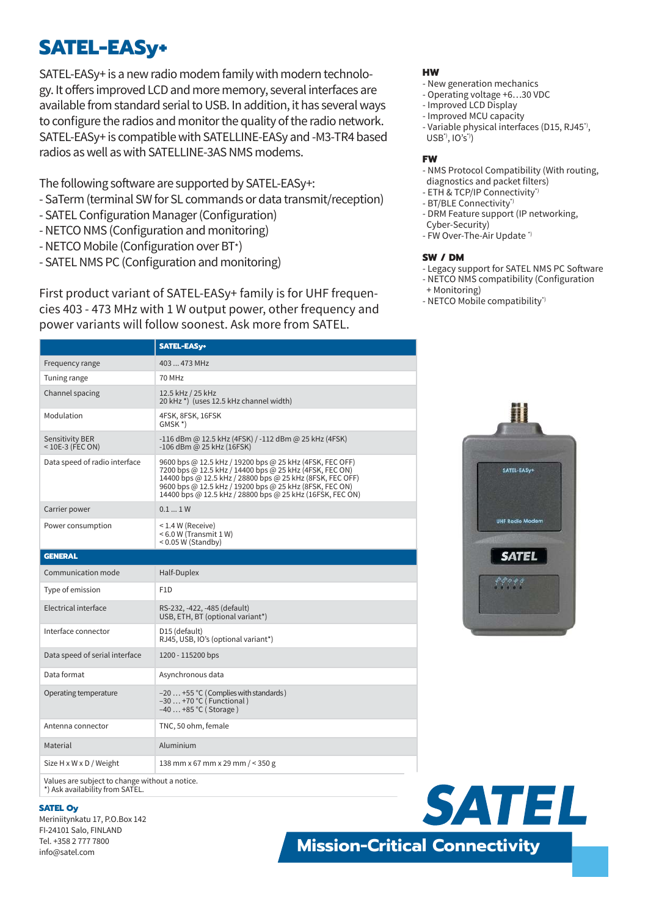# SATEL-EASy+

SATEL-EASy+ is a new radio modem family with modern technology. It offers improved LCD and more memory, several interfaces are available from standard serial to USB. In addition, it has several ways to configure the radios and monitor the quality of the radio network. SATEL-EASy+ is compatible with SATELLINE-EASy and -M3-TR4 based radios as well as with SATELLINE-3AS NMS modems.

The following software are supported by SATEL-EASy+:
- SaTerm (terminal SW for SL commands or data transmit/reception)
- SATEL Configuration Manager (Configuration)
- NETCO NMS (Configuration and monitoring)
- NETCO Mobile (Configuration over BT*)
- SATEL NMS PC (Configuration and monitoring)

First product variant of SATEL-EASy+ family is for UHF frequencies 403 - 473 MHz with 1 W output power, other frequency and power variants will follow soonest. Ask more from SATEL.

### HW
- New generation mechanics
- Operating voltage +6…30 VDC
- Improved LCD Display
- Improved MCU capacity
- Variable physical interfaces (D15, RJ45*), USB*), IO's*))

### FW
- NMS Protocol Compatibility (With routing, diagnostics and packet filters)
- ETH & TCP/IP Connectivity*)
- BT/BLE Connectivity*)
- DRM Feature support (IP networking, Cyber-Security)
- FW Over-The-Air Update *)

### SW / DM
- Legacy support for SATEL NMS PC Software
- NETCO NMS compatibility (Configuration + Monitoring)
- NETCO Mobile compatibility*)

| | SATEL-EASy+ |
|---|---|
| Frequency range | 403 ... 473 MHz |
| Tuning range | 70 MHz |
| Channel spacing | 12.5 kHz / 25 kHz<br>20 kHz *) (uses 12.5 kHz channel width) |
| Modulation | 4FSK, 8FSK, 16FSK<br>GMSK *) |
| Sensitivity BER < 10E-3 (FEC ON) | -116 dBm @ 12.5 kHz (4FSK) / -112 dBm @ 25 kHz (4FSK)<br>-106 dBm @ 25 kHz (16FSK) |
| Data speed of radio interface | 9600 bps @ 12.5 kHz / 19200 bps @ 25 kHz (4FSK, FEC OFF)<br>7200 bps @ 12.5 kHz / 14400 bps @ 25 kHz (4FSK, FEC ON)<br>14400 bps @ 12.5 kHz / 28800 bps @ 25 kHz (8FSK, FEC OFF)<br>9600 bps @ 12.5 kHz / 19200 bps @ 25 kHz (8FSK, FEC ON)<br>14400 bps @ 12.5 kHz / 28800 bps @ 25 kHz (16FSK, FEC ON) |
| Carrier power | 0.1 ... 1 W |
| Power consumption | < 1.4 W (Receive)<br>< 6.0 W (Transmit 1 W)<br>< 0.05 W (Standby) |
| **GENERAL** | |
| Communication mode | Half-Duplex |
| Type of emission | F1D |
| Electrical interface | RS-232, -422, -485 (default)<br>USB, ETH, BT (optional variant*) |
| Interface connector | D15 (default)<br>RJ45, USB, IO's (optional variant*) |
| Data speed of serial interface | 1200 - 115200 bps |
| Data format | Asynchronous data |
| Operating temperature | –20 … +55 °C ( Complies with standards )<br>–30 … +70 °C ( Functional )<br>–40 … +85 °C ( Storage ) |
| Antenna connector | TNC, 50 ohm, female |
| Material | Aluminium |
| Size H x W x D / Weight | 138 mm x 67 mm x 29 mm / < 350 g |

Values are subject to change without a notice.
*) Ask availability from SATEL.

**SATEL Oy**
Meriniitynkatu 17, P.O.Box 142
FI-24101 Salo, FINLAND
Tel. +358 2 777 7800
info@satel.com

SATEL
Mission-Critical Connectivity